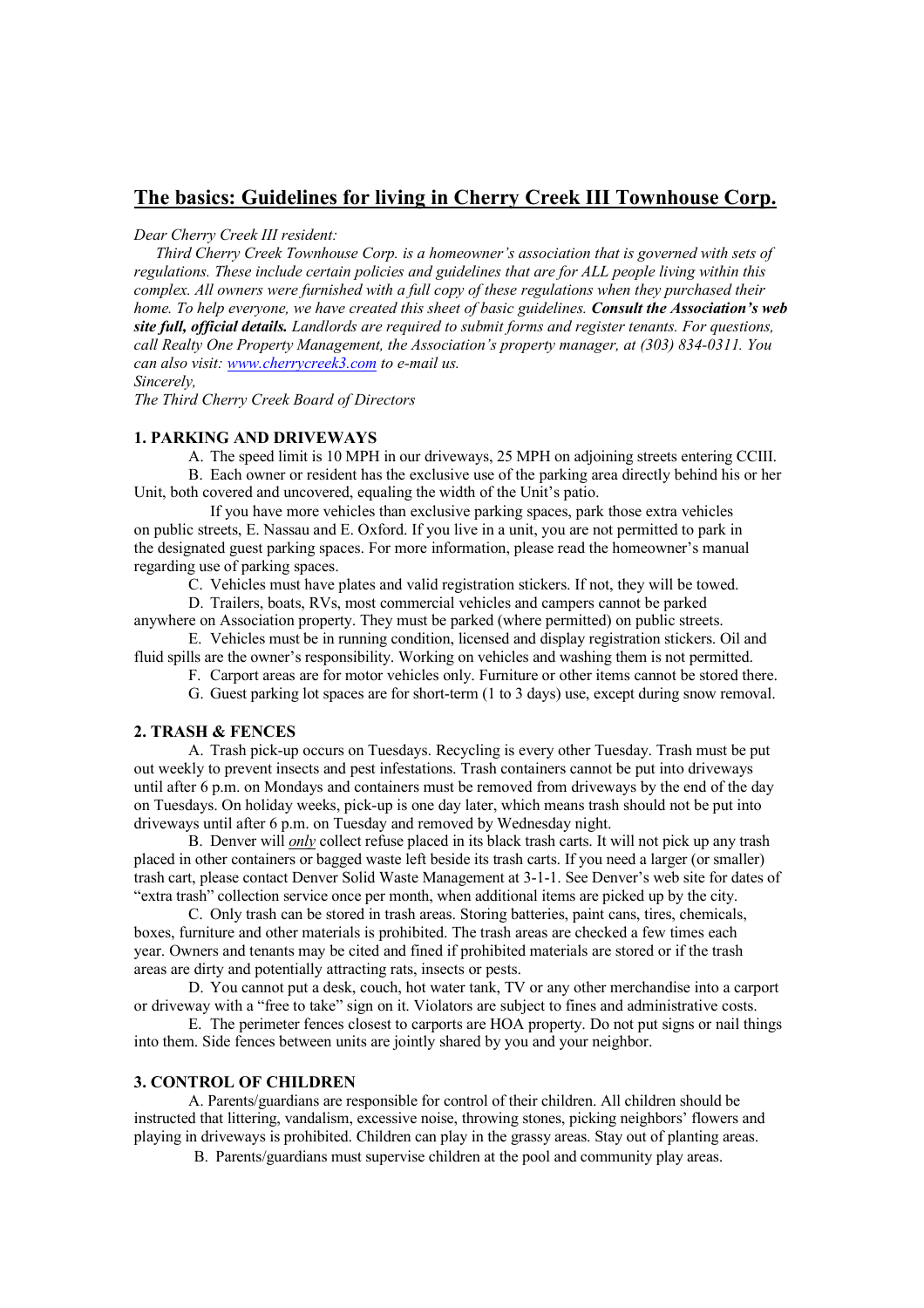# The basics: Guidelines for living in Cherry Creek III Townhouse Corp.

*Dear Cherry Creek III resident:*

*Third Cherry Creek Townhouse Corp. is a homeowner's association that is governed with sets of regulations. These include certain policies and guidelines that are for ALL people living within this complex. All owners were furnished with a full copy of these regulations when they purchased their home. To help everyone, we have created this sheet of basic guidelines.* ***Consult the Association's web site full, official details.*** *Landlords are required to submit forms and register tenants. For questions, call Realty One Property Management, the Association's property manager, at (303) 834-0311. You can also visit: [www.cherrycreek3.com](www.cherrycreek3.com) to e-mail us.*

*Sincerely,*

*The Third Cherry Creek Board of Directors*

### 1. PARKING AND DRIVEWAYS

A. The speed limit is 10 MPH in our driveways, 25 MPH on adjoining streets entering CCIII.

B. Each owner or resident has the exclusive use of the parking area directly behind his or her Unit, both covered and uncovered, equaling the width of the Unit's patio.

If you have more vehicles than exclusive parking spaces, park those extra vehicles on public streets, E. Nassau and E. Oxford. If you live in a unit, you are not permitted to park in the designated guest parking spaces. For more information, please read the homeowner's manual regarding use of parking spaces.

C. Vehicles must have plates and valid registration stickers. If not, they will be towed.

D. Trailers, boats, RVs, most commercial vehicles and campers cannot be parked anywhere on Association property. They must be parked (where permitted) on public streets.

E. Vehicles must be in running condition, licensed and display registration stickers. Oil and fluid spills are the owner's responsibility. Working on vehicles and washing them is not permitted.

F. Carport areas are for motor vehicles only. Furniture or other items cannot be stored there.

G. Guest parking lot spaces are for short-term (1 to 3 days) use, except during snow removal.

### 2. TRASH & FENCES

A. Trash pick-up occurs on Tuesdays. Recycling is every other Tuesday. Trash must be put out weekly to prevent insects and pest infestations. Trash containers cannot be put into driveways until after 6 p.m. on Mondays and containers must be removed from driveways by the end of the day on Tuesdays. On holiday weeks, pick-up is one day later, which means trash should not be put into driveways until after 6 p.m. on Tuesday and removed by Wednesday night.

B. Denver will ***only*** collect refuse placed in its black trash carts. It will not pick up any trash placed in other containers or bagged waste left beside its trash carts. If you need a larger (or smaller) trash cart, please contact Denver Solid Waste Management at 3-1-1. See Denver's web site for dates of "extra trash" collection service once per month, when additional items are picked up by the city.

C. Only trash can be stored in trash areas. Storing batteries, paint cans, tires, chemicals, boxes, furniture and other materials is prohibited. The trash areas are checked a few times each year. Owners and tenants may be cited and fined if prohibited materials are stored or if the trash areas are dirty and potentially attracting rats, insects or pests.

D. You cannot put a desk, couch, hot water tank, TV or any other merchandise into a carport or driveway with a "free to take" sign on it. Violators are subject to fines and administrative costs.

E. The perimeter fences closest to carports are HOA property. Do not put signs or nail things into them. Side fences between units are jointly shared by you and your neighbor.

### 3. CONTROL OF CHILDREN

A. Parents/guardians are responsible for control of their children. All children should be instructed that littering, vandalism, excessive noise, throwing stones, picking neighbors' flowers and playing in driveways is prohibited. Children can play in the grassy areas. Stay out of planting areas.

B. Parents/guardians must supervise children at the pool and community play areas.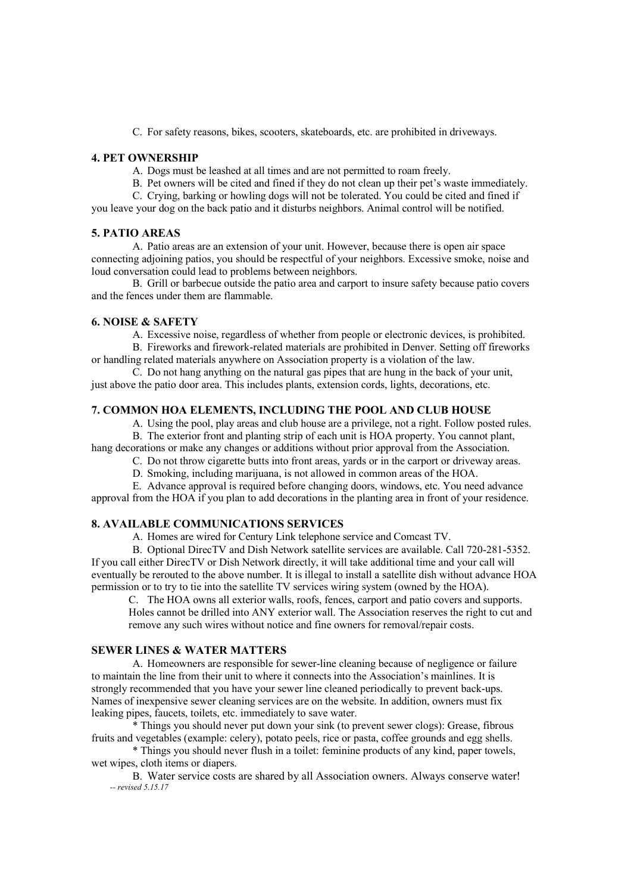C. For safety reasons, bikes, scooters, skateboards, etc. are prohibited in driveways.

### 4. PET OWNERSHIP

A. Dogs must be leashed at all times and are not permitted to roam freely.

B. Pet owners will be cited and fined if they do not clean up their pet's waste immediately.

C. Crying, barking or howling dogs will not be tolerated. You could be cited and fined if you leave your dog on the back patio and it disturbs neighbors. Animal control will be notified.

### 5. PATIO AREAS

A. Patio areas are an extension of your unit. However, because there is open air space connecting adjoining patios, you should be respectful of your neighbors. Excessive smoke, noise and loud conversation could lead to problems between neighbors.

B. Grill or barbecue outside the patio area and carport to insure safety because patio covers and the fences under them are flammable.

### 6. NOISE & SAFETY

A. Excessive noise, regardless of whether from people or electronic devices, is prohibited.

B. Fireworks and firework-related materials are prohibited in Denver. Setting off fireworks or handling related materials anywhere on Association property is a violation of the law.

C. Do not hang anything on the natural gas pipes that are hung in the back of your unit, just above the patio door area. This includes plants, extension cords, lights, decorations, etc.

### 7. COMMON HOA ELEMENTS, INCLUDING THE POOL AND CLUB HOUSE

A. Using the pool, play areas and club house are a privilege, not a right. Follow posted rules.

B. The exterior front and planting strip of each unit is HOA property. You cannot plant, hang decorations or make any changes or additions without prior approval from the Association.

C. Do not throw cigarette butts into front areas, yards or in the carport or driveway areas.

D. Smoking, including marijuana, is not allowed in common areas of the HOA.

E. Advance approval is required before changing doors, windows, etc. You need advance approval from the HOA if you plan to add decorations in the planting area in front of your residence.

### 8. AVAILABLE COMMUNICATIONS SERVICES

A. Homes are wired for Century Link telephone service and Comcast TV.

B. Optional DirecTV and Dish Network satellite services are available. Call 720-281-5352. If you call either DirecTV or Dish Network directly, it will take additional time and your call will eventually be rerouted to the above number. It is illegal to install a satellite dish without advance HOA permission or to try to tie into the satellite TV services wiring system (owned by the HOA).

C. The HOA owns all exterior walls, roofs, fences, carport and patio covers and supports. Holes cannot be drilled into ANY exterior wall. The Association reserves the right to cut and remove any such wires without notice and fine owners for removal/repair costs.

### SEWER LINES & WATER MATTERS

A. Homeowners are responsible for sewer-line cleaning because of negligence or failure to maintain the line from their unit to where it connects into the Association's mainlines. It is strongly recommended that you have your sewer line cleaned periodically to prevent back-ups. Names of inexpensive sewer cleaning services are on the website. In addition, owners must fix leaking pipes, faucets, toilets, etc. immediately to save water.

* Things you should never put down your sink (to prevent sewer clogs): Grease, fibrous fruits and vegetables (example: celery), potato peels, rice or pasta, coffee grounds and egg shells.

* Things you should never flush in a toilet: feminine products of any kind, paper towels, wet wipes, cloth items or diapers.

B. Water service costs are shared by all Association owners. Always conserve water!

*-- revised 5.15.17*